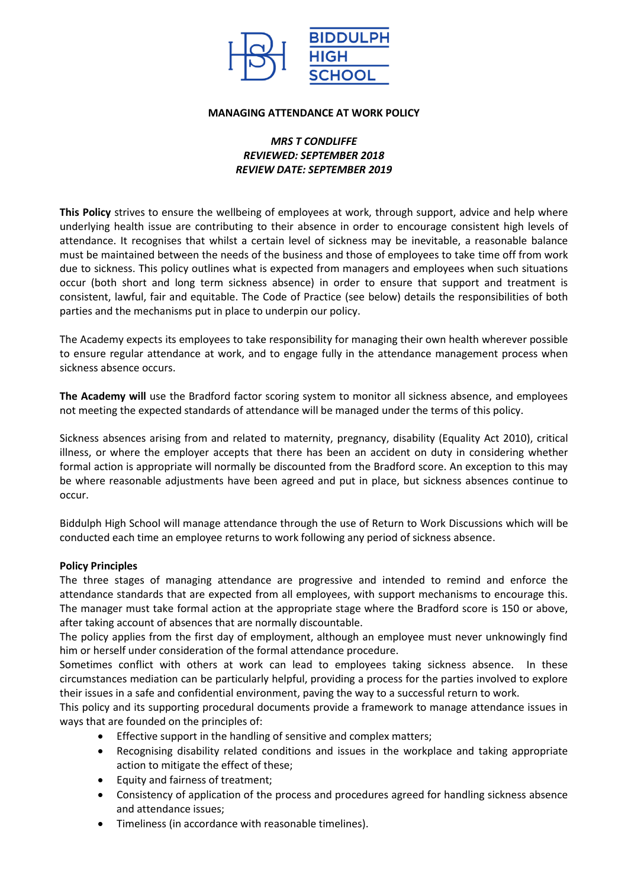BIDDULPH HIGH SCHOOL

# MANAGING ATTENDANCE AT WORK POLICY

*MRS T CONDLIFFE*
*REVIEWED: SEPTEMBER 2018*
*REVIEW DATE: SEPTEMBER 2019*

**This Policy** strives to ensure the wellbeing of employees at work, through support, advice and help where underlying health issue are contributing to their absence in order to encourage consistent high levels of attendance. It recognises that whilst a certain level of sickness may be inevitable, a reasonable balance must be maintained between the needs of the business and those of employees to take time off from work due to sickness. This policy outlines what is expected from managers and employees when such situations occur (both short and long term sickness absence) in order to ensure that support and treatment is consistent, lawful, fair and equitable. The Code of Practice (see below) details the responsibilities of both parties and the mechanisms put in place to underpin our policy.

The Academy expects its employees to take responsibility for managing their own health wherever possible to ensure regular attendance at work, and to engage fully in the attendance management process when sickness absence occurs.

**The Academy will** use the Bradford factor scoring system to monitor all sickness absence, and employees not meeting the expected standards of attendance will be managed under the terms of this policy.

Sickness absences arising from and related to maternity, pregnancy, disability (Equality Act 2010), critical illness, or where the employer accepts that there has been an accident on duty in considering whether formal action is appropriate will normally be discounted from the Bradford score. An exception to this may be where reasonable adjustments have been agreed and put in place, but sickness absences continue to occur.

Biddulph High School will manage attendance through the use of Return to Work Discussions which will be conducted each time an employee returns to work following any period of sickness absence.

**Policy Principles**

The three stages of managing attendance are progressive and intended to remind and enforce the attendance standards that are expected from all employees, with support mechanisms to encourage this. The manager must take formal action at the appropriate stage where the Bradford score is 150 or above, after taking account of absences that are normally discountable.

The policy applies from the first day of employment, although an employee must never unknowingly find him or herself under consideration of the formal attendance procedure.

Sometimes conflict with others at work can lead to employees taking sickness absence. In these circumstances mediation can be particularly helpful, providing a process for the parties involved to explore their issues in a safe and confidential environment, paving the way to a successful return to work.

This policy and its supporting procedural documents provide a framework to manage attendance issues in ways that are founded on the principles of:

- Effective support in the handling of sensitive and complex matters;
- Recognising disability related conditions and issues in the workplace and taking appropriate action to mitigate the effect of these;
- Equity and fairness of treatment;
- Consistency of application of the process and procedures agreed for handling sickness absence and attendance issues;
- Timeliness (in accordance with reasonable timelines).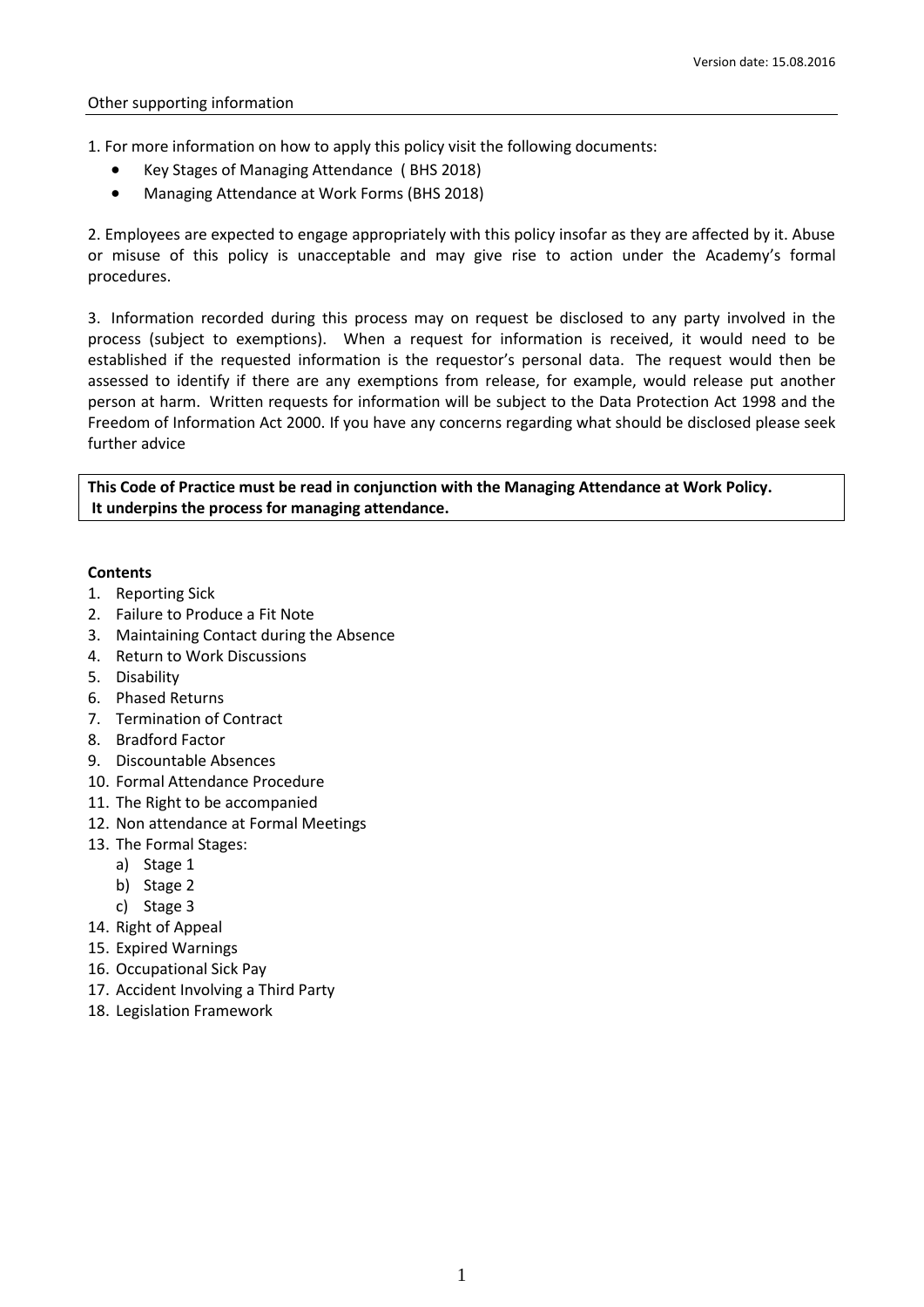Other supporting information

1. For more information on how to apply this policy visit the following documents:
    - Key Stages of Managing Attendance ( BHS 2018)
    - Managing Attendance at Work Forms (BHS 2018)

2. Employees are expected to engage appropriately with this policy insofar as they are affected by it. Abuse or misuse of this policy is unacceptable and may give rise to action under the Academy's formal procedures.

3. Information recorded during this process may on request be disclosed to any party involved in the process (subject to exemptions). When a request for information is received, it would need to be established if the requested information is the requestor's personal data. The request would then be assessed to identify if there are any exemptions from release, for example, would release put another person at harm. Written requests for information will be subject to the Data Protection Act 1998 and the Freedom of Information Act 2000. If you have any concerns regarding what should be disclosed please seek further advice

**This Code of Practice must be read in conjunction with the Managing Attendance at Work Policy. It underpins the process for managing attendance.**

**Contents**

1. Reporting Sick
2. Failure to Produce a Fit Note
3. Maintaining Contact during the Absence
4. Return to Work Discussions
5. Disability
6. Phased Returns
7. Termination of Contract
8. Bradford Factor
9. Discountable Absences
10. Formal Attendance Procedure
11. The Right to be accompanied
12. Non attendance at Formal Meetings
13. The Formal Stages:
    a) Stage 1
    b) Stage 2
    c) Stage 3
14. Right of Appeal
15. Expired Warnings
16. Occupational Sick Pay
17. Accident Involving a Third Party
18. Legislation Framework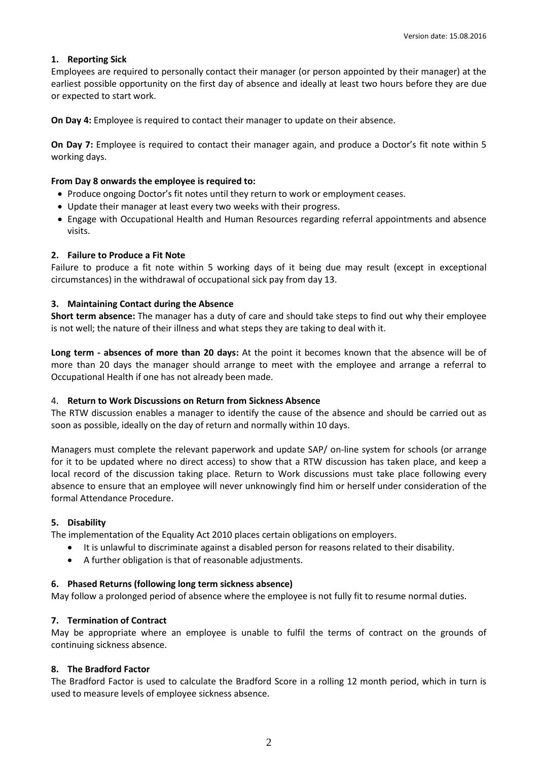### 1. Reporting Sick

Employees are required to personally contact their manager (or person appointed by their manager) at the earliest possible opportunity on the first day of absence and ideally at least two hours before they are due or expected to start work.

**On Day 4:** Employee is required to contact their manager to update on their absence.

**On Day 7:** Employee is required to contact their manager again, and produce a Doctor's fit note within 5 working days.

**From Day 8 onwards the employee is required to:**

- Produce ongoing Doctor's fit notes until they return to work or employment ceases.
- Update their manager at least every two weeks with their progress.
- Engage with Occupational Health and Human Resources regarding referral appointments and absence visits.

### 2. Failure to Produce a Fit Note

Failure to produce a fit note within 5 working days of it being due may result (except in exceptional circumstances) in the withdrawal of occupational sick pay from day 13.

### 3. Maintaining Contact during the Absence

**Short term absence:** The manager has a duty of care and should take steps to find out why their employee is not well; the nature of their illness and what steps they are taking to deal with it.

**Long term - absences of more than 20 days:** At the point it becomes known that the absence will be of more than 20 days the manager should arrange to meet with the employee and arrange a referral to Occupational Health if one has not already been made.

### 4. Return to Work Discussions on Return from Sickness Absence

The RTW discussion enables a manager to identify the cause of the absence and should be carried out as soon as possible, ideally on the day of return and normally within 10 days.

Managers must complete the relevant paperwork and update SAP/ on-line system for schools (or arrange for it to be updated where no direct access) to show that a RTW discussion has taken place, and keep a local record of the discussion taking place. Return to Work discussions must take place following every absence to ensure that an employee will never unknowingly find him or herself under consideration of the formal Attendance Procedure.

### 5. Disability

The implementation of the Equality Act 2010 places certain obligations on employers.

- It is unlawful to discriminate against a disabled person for reasons related to their disability.
- A further obligation is that of reasonable adjustments.

### 6. Phased Returns (following long term sickness absence)

May follow a prolonged period of absence where the employee is not fully fit to resume normal duties.

### 7. Termination of Contract

May be appropriate where an employee is unable to fulfil the terms of contract on the grounds of continuing sickness absence.

### 8. The Bradford Factor

The Bradford Factor is used to calculate the Bradford Score in a rolling 12 month period, which in turn is used to measure levels of employee sickness absence.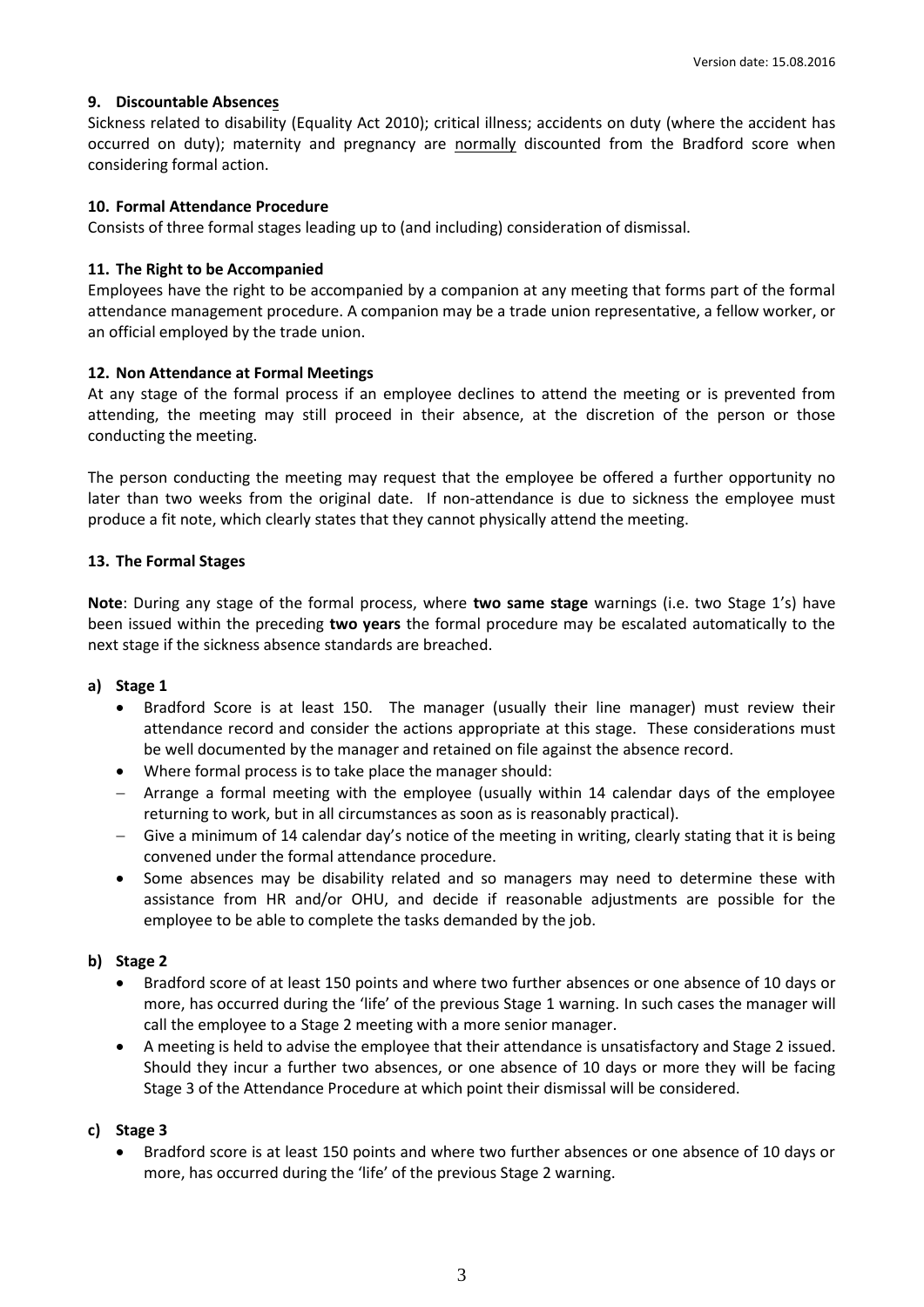### 9. Discountable Absences

Sickness related to disability (Equality Act 2010); critical illness; accidents on duty (where the accident has occurred on duty); maternity and pregnancy are normally discounted from the Bradford score when considering formal action.

### 10. Formal Attendance Procedure

Consists of three formal stages leading up to (and including) consideration of dismissal.

### 11. The Right to be Accompanied

Employees have the right to be accompanied by a companion at any meeting that forms part of the formal attendance management procedure. A companion may be a trade union representative, a fellow worker, or an official employed by the trade union.

### 12. Non Attendance at Formal Meetings

At any stage of the formal process if an employee declines to attend the meeting or is prevented from attending, the meeting may still proceed in their absence, at the discretion of the person or those conducting the meeting.

The person conducting the meeting may request that the employee be offered a further opportunity no later than two weeks from the original date. If non-attendance is due to sickness the employee must produce a fit note, which clearly states that they cannot physically attend the meeting.

### 13. The Formal Stages

**Note**: During any stage of the formal process, where **two same stage** warnings (i.e. two Stage 1's) have been issued within the preceding **two years** the formal procedure may be escalated automatically to the next stage if the sickness absence standards are breached.

**a) Stage 1**

- Bradford Score is at least 150. The manager (usually their line manager) must review their attendance record and consider the actions appropriate at this stage. These considerations must be well documented by the manager and retained on file against the absence record.
- Where formal process is to take place the manager should:
  - Arrange a formal meeting with the employee (usually within 14 calendar days of the employee returning to work, but in all circumstances as soon as is reasonably practical).
  - Give a minimum of 14 calendar day's notice of the meeting in writing, clearly stating that it is being convened under the formal attendance procedure.
- Some absences may be disability related and so managers may need to determine these with assistance from HR and/or OHU, and decide if reasonable adjustments are possible for the employee to be able to complete the tasks demanded by the job.

**b) Stage 2**

- Bradford score of at least 150 points and where two further absences or one absence of 10 days or more, has occurred during the 'life' of the previous Stage 1 warning. In such cases the manager will call the employee to a Stage 2 meeting with a more senior manager.
- A meeting is held to advise the employee that their attendance is unsatisfactory and Stage 2 issued. Should they incur a further two absences, or one absence of 10 days or more they will be facing Stage 3 of the Attendance Procedure at which point their dismissal will be considered.

**c) Stage 3**

- Bradford score is at least 150 points and where two further absences or one absence of 10 days or more, has occurred during the 'life' of the previous Stage 2 warning.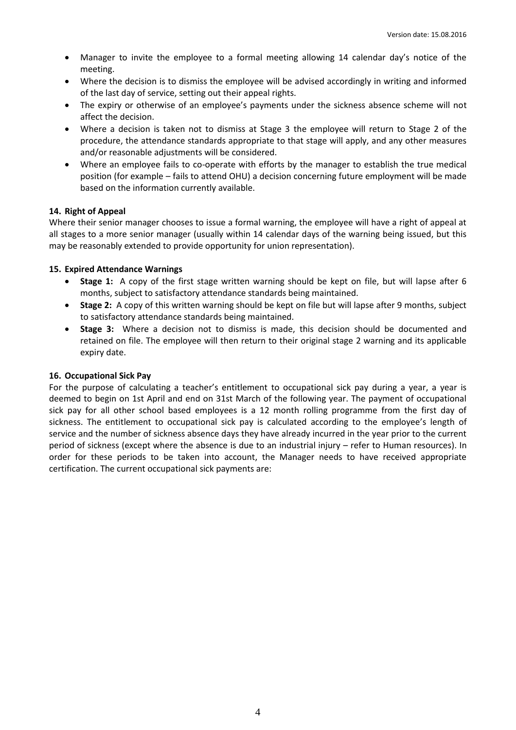- Manager to invite the employee to a formal meeting allowing 14 calendar day's notice of the meeting.
- Where the decision is to dismiss the employee will be advised accordingly in writing and informed of the last day of service, setting out their appeal rights.
- The expiry or otherwise of an employee's payments under the sickness absence scheme will not affect the decision.
- Where a decision is taken not to dismiss at Stage 3 the employee will return to Stage 2 of the procedure, the attendance standards appropriate to that stage will apply, and any other measures and/or reasonable adjustments will be considered.
- Where an employee fails to co-operate with efforts by the manager to establish the true medical position (for example – fails to attend OHU) a decision concerning future employment will be made based on the information currently available.

## 14. Right of Appeal

Where their senior manager chooses to issue a formal warning, the employee will have a right of appeal at all stages to a more senior manager (usually within 14 calendar days of the warning being issued, but this may be reasonably extended to provide opportunity for union representation).

## 15. Expired Attendance Warnings

- **Stage 1:** A copy of the first stage written warning should be kept on file, but will lapse after 6 months, subject to satisfactory attendance standards being maintained.
- **Stage 2:** A copy of this written warning should be kept on file but will lapse after 9 months, subject to satisfactory attendance standards being maintained.
- **Stage 3:** Where a decision not to dismiss is made, this decision should be documented and retained on file. The employee will then return to their original stage 2 warning and its applicable expiry date.

## 16. Occupational Sick Pay

For the purpose of calculating a teacher's entitlement to occupational sick pay during a year, a year is deemed to begin on 1st April and end on 31st March of the following year. The payment of occupational sick pay for all other school based employees is a 12 month rolling programme from the first day of sickness. The entitlement to occupational sick pay is calculated according to the employee's length of service and the number of sickness absence days they have already incurred in the year prior to the current period of sickness (except where the absence is due to an industrial injury – refer to Human resources). In order for these periods to be taken into account, the Manager needs to have received appropriate certification. The current occupational sick payments are: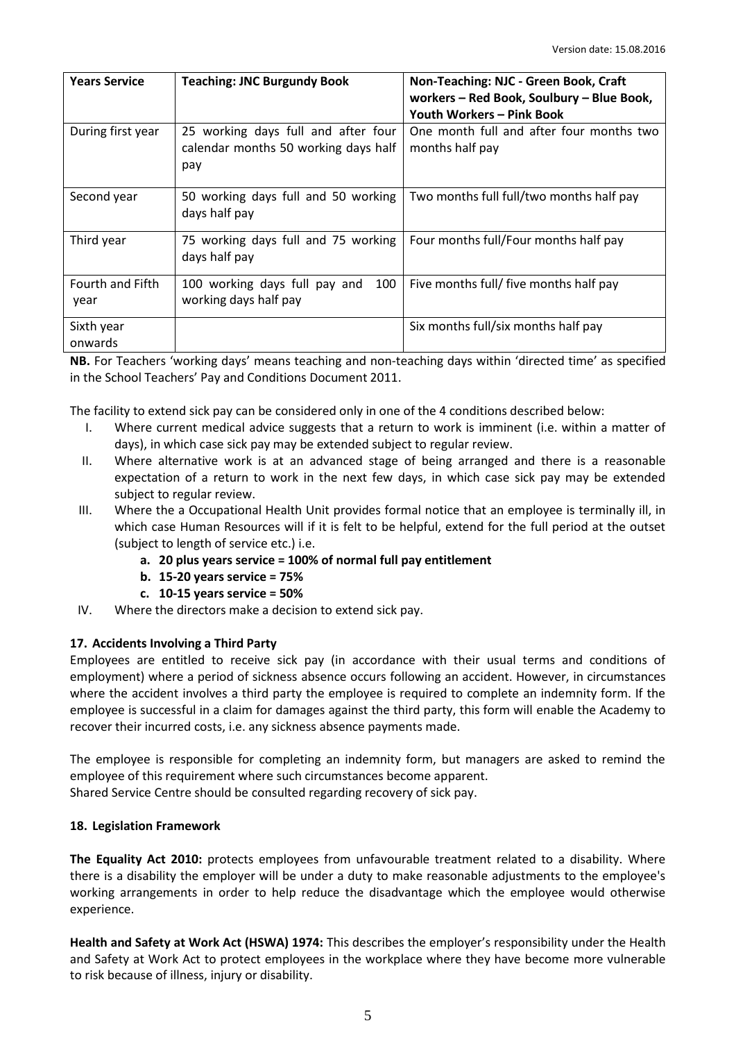| Years Service | Teaching: JNC Burgundy Book | Non-Teaching: NJC - Green Book, Craft workers – Red Book, Soulbury – Blue Book, Youth Workers – Pink Book |
|---|---|---|
| During first year | 25 working days full and after four calendar months 50 working days half pay | One month full and after four months two months half pay |
| Second year | 50 working days full and 50 working days half pay | Two months full full/two months half pay |
| Third year | 75 working days full and 75 working days half pay | Four months full/Four months half pay |
| Fourth and Fifth year | 100 working days full pay and 100 working days half pay | Five months full/ five months half pay |
| Sixth year onwards | | Six months full/six months half pay |

**NB.** For Teachers 'working days' means teaching and non-teaching days within 'directed time' as specified in the School Teachers' Pay and Conditions Document 2011.

The facility to extend sick pay can be considered only in one of the 4 conditions described below:

I. Where current medical advice suggests that a return to work is imminent (i.e. within a matter of days), in which case sick pay may be extended subject to regular review.
II. Where alternative work is at an advanced stage of being arranged and there is a reasonable expectation of a return to work in the next few days, in which case sick pay may be extended subject to regular review.
III. Where the a Occupational Health Unit provides formal notice that an employee is terminally ill, in which case Human Resources will if it is felt to be helpful, extend for the full period at the outset (subject to length of service etc.) i.e.
    - **a. 20 plus years service = 100% of normal full pay entitlement**
    - **b. 15-20 years service = 75%**
    - **c. 10-15 years service = 50%**
IV. Where the directors make a decision to extend sick pay.

### 17. Accidents Involving a Third Party

Employees are entitled to receive sick pay (in accordance with their usual terms and conditions of employment) where a period of sickness absence occurs following an accident. However, in circumstances where the accident involves a third party the employee is required to complete an indemnity form. If the employee is successful in a claim for damages against the third party, this form will enable the Academy to recover their incurred costs, i.e. any sickness absence payments made.

The employee is responsible for completing an indemnity form, but managers are asked to remind the employee of this requirement where such circumstances become apparent.
Shared Service Centre should be consulted regarding recovery of sick pay.

### 18. Legislation Framework

**The Equality Act 2010:** protects employees from unfavourable treatment related to a disability. Where there is a disability the employer will be under a duty to make reasonable adjustments to the employee's working arrangements in order to help reduce the disadvantage which the employee would otherwise experience.

**Health and Safety at Work Act (HSWA) 1974:** This describes the employer's responsibility under the Health and Safety at Work Act to protect employees in the workplace where they have become more vulnerable to risk because of illness, injury or disability.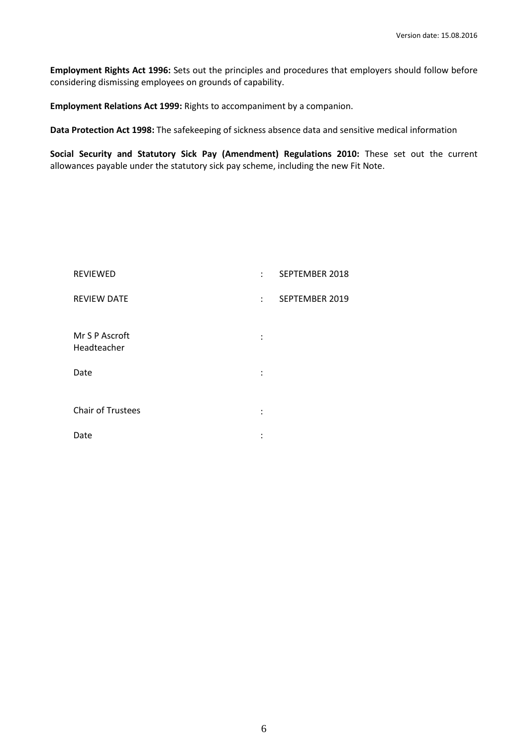**Employment Rights Act 1996:** Sets out the principles and procedures that employers should follow before considering dismissing employees on grounds of capability.

**Employment Relations Act 1999:** Rights to accompaniment by a companion.

**Data Protection Act 1998:** The safekeeping of sickness absence data and sensitive medical information

**Social Security and Statutory Sick Pay (Amendment) Regulations 2010:** These set out the current allowances payable under the statutory sick pay scheme, including the new Fit Note.

| | | |
|---|---|---|
| REVIEWED | : | SEPTEMBER 2018 |
| REVIEW DATE | : | SEPTEMBER 2019 |
| Mr S P Ascroft<br>Headteacher | : | |
| Date | : | |
| Chair of Trustees | : | |
| Date | : | |